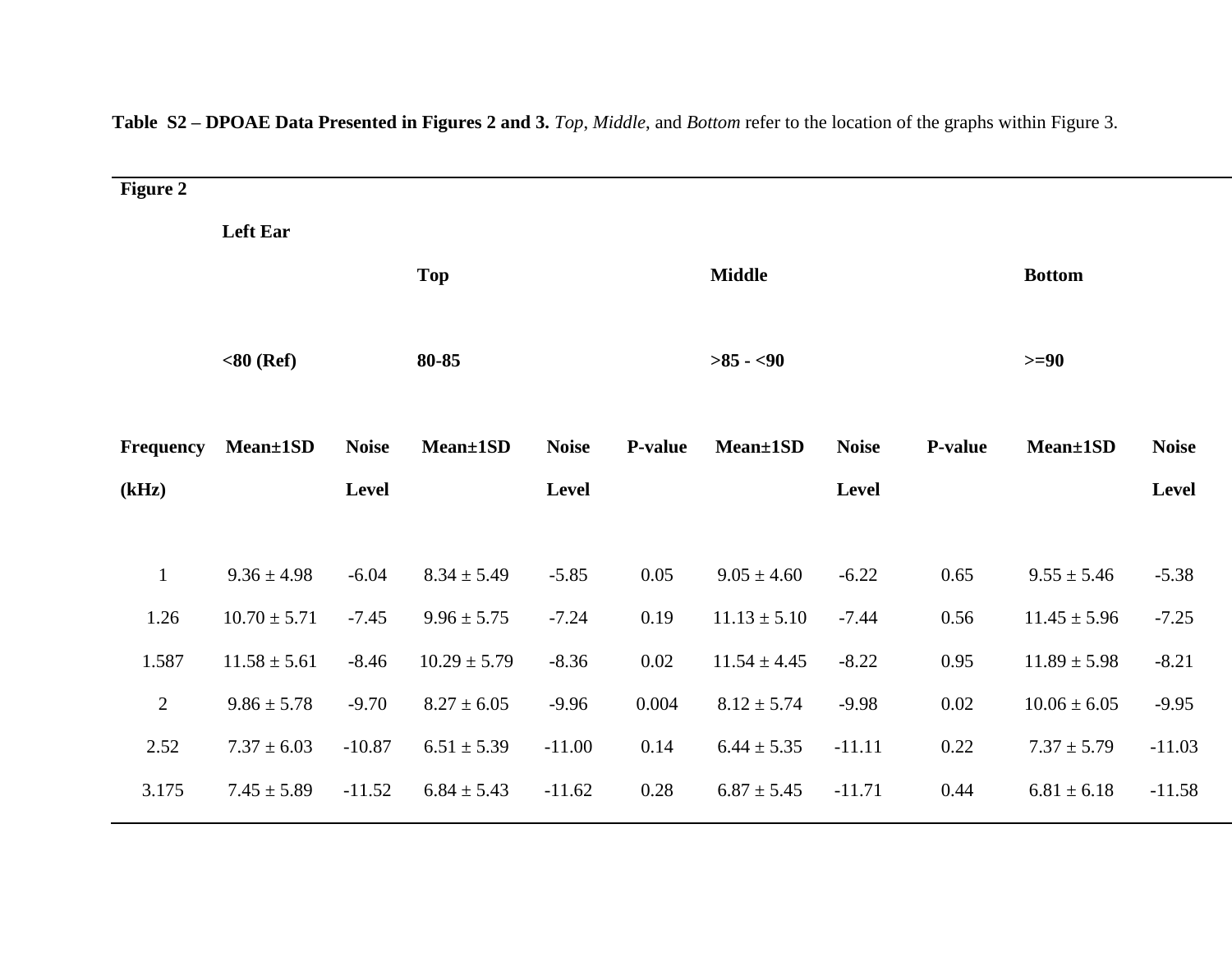**Table S2 – DPOAE Data Presented in Figures 2 and 3.** *Top*, *Middle*, and *Bottom* refer to the location of the graphs within Figure 3.

| **Figure 2** | | | | | | | | | | |
|---|---|---|---|---|---|---|---|---|---|---|
| | **Left Ear** | | | | | | | | | |
| | | | **Top** | | | **Middle** | | | **Bottom** | |
| | **<80 (Ref)** | | **80-85** | | | **>85 - <90** | | | **>=90** | |
| **Frequency (kHz)** | **Mean±1SD** | **Noise Level** | **Mean±1SD** | **Noise Level** | **P-value** | **Mean±1SD** | **Noise Level** | **P-value** | **Mean±1SD** | **Noise Level** |
| 1 | 9.36 ± 4.98 | -6.04 | 8.34 ± 5.49 | -5.85 | 0.05 | 9.05 ± 4.60 | -6.22 | 0.65 | 9.55 ± 5.46 | -5.38 |
| 1.26 | 10.70 ± 5.71 | -7.45 | 9.96 ± 5.75 | -7.24 | 0.19 | 11.13 ± 5.10 | -7.44 | 0.56 | 11.45 ± 5.96 | -7.25 |
| 1.587 | 11.58 ± 5.61 | -8.46 | 10.29 ± 5.79 | -8.36 | 0.02 | 11.54 ± 4.45 | -8.22 | 0.95 | 11.89 ± 5.98 | -8.21 |
| 2 | 9.86 ± 5.78 | -9.70 | 8.27 ± 6.05 | -9.96 | 0.004 | 8.12 ± 5.74 | -9.98 | 0.02 | 10.06 ± 6.05 | -9.95 |
| 2.52 | 7.37 ± 6.03 | -10.87 | 6.51 ± 5.39 | -11.00 | 0.14 | 6.44 ± 5.35 | -11.11 | 0.22 | 7.37 ± 5.79 | -11.03 |
| 3.175 | 7.45 ± 5.89 | -11.52 | 6.84 ± 5.43 | -11.62 | 0.28 | 6.87 ± 5.45 | -11.71 | 0.44 | 6.81 ± 6.18 | -11.58 |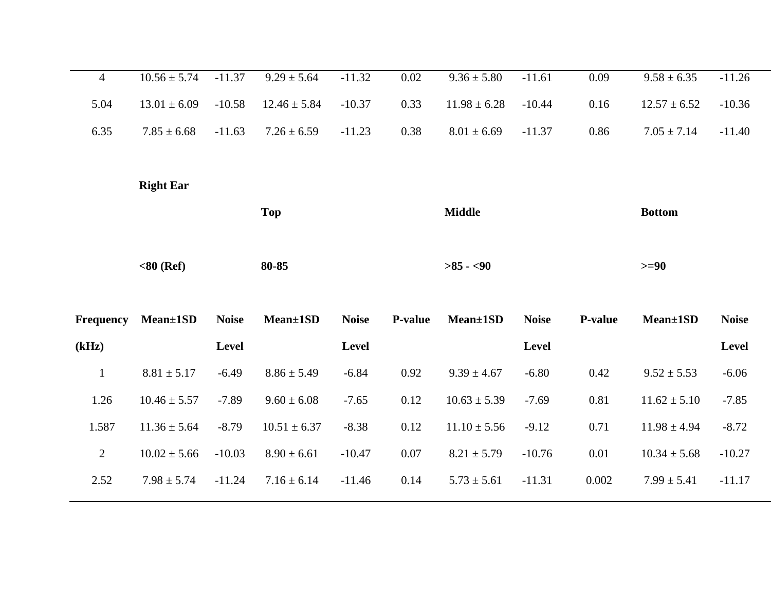| 4 | 10.56 ± 5.74 | -11.37 | 9.29 ± 5.64 | -11.32 | 0.02 | 9.36 ± 5.80 | -11.61 | 0.09 | 9.58 ± 6.35 | -11.26 |
|---|---|---|---|---|---|---|---|---|---|---|
| 5.04 | 13.01 ± 6.09 | -10.58 | 12.46 ± 5.84 | -10.37 | 0.33 | 11.98 ± 6.28 | -10.44 | 0.16 | 12.57 ± 6.52 | -10.36 |
| 6.35 | 7.85 ± 6.68 | -11.63 | 7.26 ± 6.59 | -11.23 | 0.38 | 8.01 ± 6.69 | -11.37 | 0.86 | 7.05 ± 7.14 | -11.40 |

**Right Ear**

| | | | **Top** | | | **Middle** | | | **Bottom** | |
|---|---|---|---|---|---|---|---|---|---|---|
| | **<80 (Ref)** | | **80-85** | | | **>85 - <90** | | | **>=90** | |
| **Frequency (kHz)** | **Mean±1SD** | **Noise Level** | **Mean±1SD** | **Noise Level** | **P-value** | **Mean±1SD** | **Noise Level** | **P-value** | **Mean±1SD** | **Noise Level** |
| 1 | 8.81 ± 5.17 | -6.49 | 8.86 ± 5.49 | -6.84 | 0.92 | 9.39 ± 4.67 | -6.80 | 0.42 | 9.52 ± 5.53 | -6.06 |
| 1.26 | 10.46 ± 5.57 | -7.89 | 9.60 ± 6.08 | -7.65 | 0.12 | 10.63 ± 5.39 | -7.69 | 0.81 | 11.62 ± 5.10 | -7.85 |
| 1.587 | 11.36 ± 5.64 | -8.79 | 10.51 ± 6.37 | -8.38 | 0.12 | 11.10 ± 5.56 | -9.12 | 0.71 | 11.98 ± 4.94 | -8.72 |
| 2 | 10.02 ± 5.66 | -10.03 | 8.90 ± 6.61 | -10.47 | 0.07 | 8.21 ± 5.79 | -10.76 | 0.01 | 10.34 ± 5.68 | -10.27 |
| 2.52 | 7.98 ± 5.74 | -11.24 | 7.16 ± 6.14 | -11.46 | 0.14 | 5.73 ± 5.61 | -11.31 | 0.002 | 7.99 ± 5.41 | -11.17 |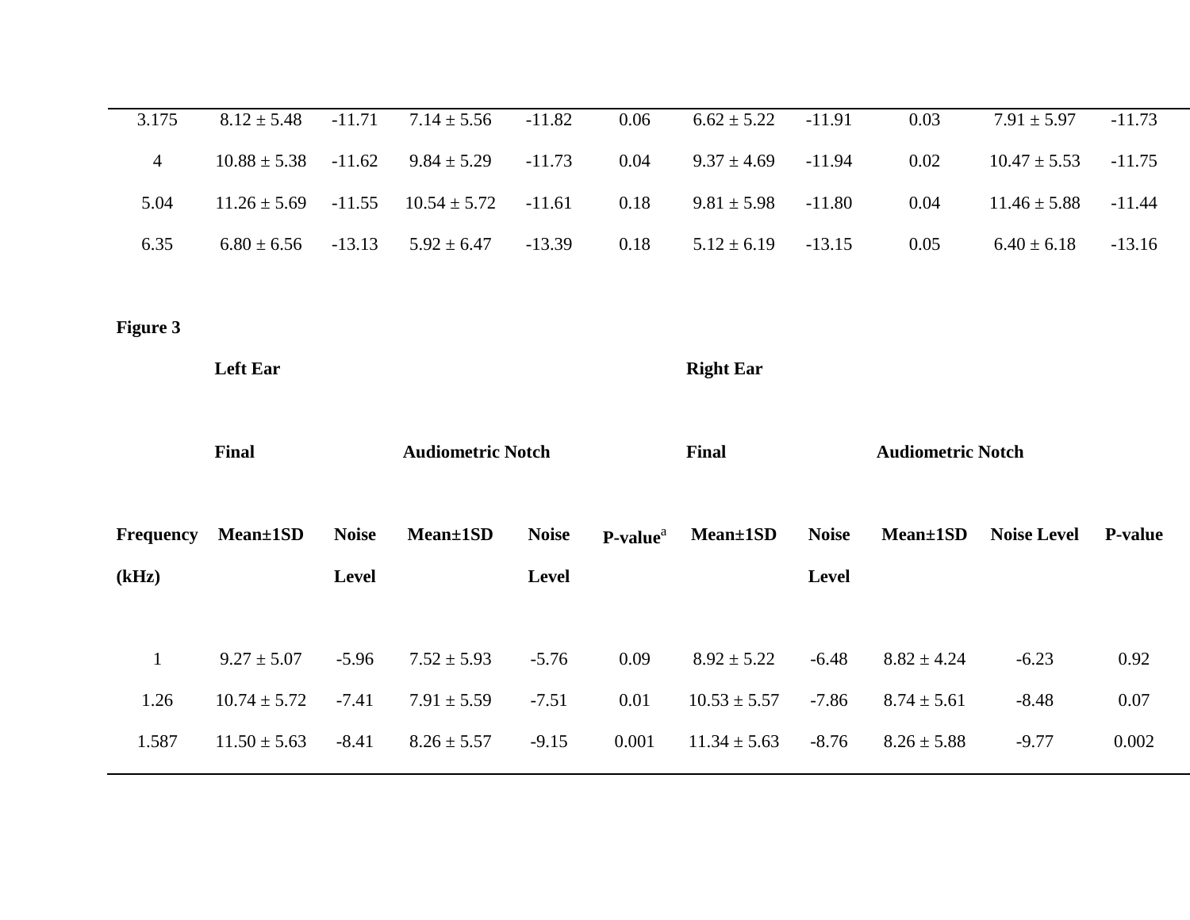| | | | | | | | | | | |
|---|---|---|---|---|---|---|---|---|---|---|
| 3.175 | 8.12 ± 5.48 | -11.71 | 7.14 ± 5.56 | -11.82 | 0.06 | 6.62 ± 5.22 | -11.91 | 0.03 | 7.91 ± 5.97 | -11.73 |
| 4 | 10.88 ± 5.38 | -11.62 | 9.84 ± 5.29 | -11.73 | 0.04 | 9.37 ± 4.69 | -11.94 | 0.02 | 10.47 ± 5.53 | -11.75 |
| 5.04 | 11.26 ± 5.69 | -11.55 | 10.54 ± 5.72 | -11.61 | 0.18 | 9.81 ± 5.98 | -11.80 | 0.04 | 11.46 ± 5.88 | -11.44 |
| 6.35 | 6.80 ± 6.56 | -13.13 | 5.92 ± 6.47 | -13.39 | 0.18 | 5.12 ± 6.19 | -13.15 | 0.05 | 6.40 ± 6.18 | -13.16 |

**Figure 3**

| | Left Ear | | | | | Right Ear | | | | |
|---|---|---|---|---|---|---|---|---|---|---|
| | **Final** | | **Audiometric Notch** | | | **Final** | | **Audiometric Notch** | | |
| **Frequency (kHz)** | **Mean±1SD** | **Noise Level** | **Mean±1SD** | **Noise Level** | **P-value[a]** | **Mean±1SD** | **Noise Level** | **Mean±1SD** | **Noise Level** | **P-value** |
| 1 | 9.27 ± 5.07 | -5.96 | 7.52 ± 5.93 | -5.76 | 0.09 | 8.92 ± 5.22 | -6.48 | 8.82 ± 4.24 | -6.23 | 0.92 |
| 1.26 | 10.74 ± 5.72 | -7.41 | 7.91 ± 5.59 | -7.51 | 0.01 | 10.53 ± 5.57 | -7.86 | 8.74 ± 5.61 | -8.48 | 0.07 |
| 1.587 | 11.50 ± 5.63 | -8.41 | 8.26 ± 5.57 | -9.15 | 0.001 | 11.34 ± 5.63 | -8.76 | 8.26 ± 5.88 | -9.77 | 0.002 |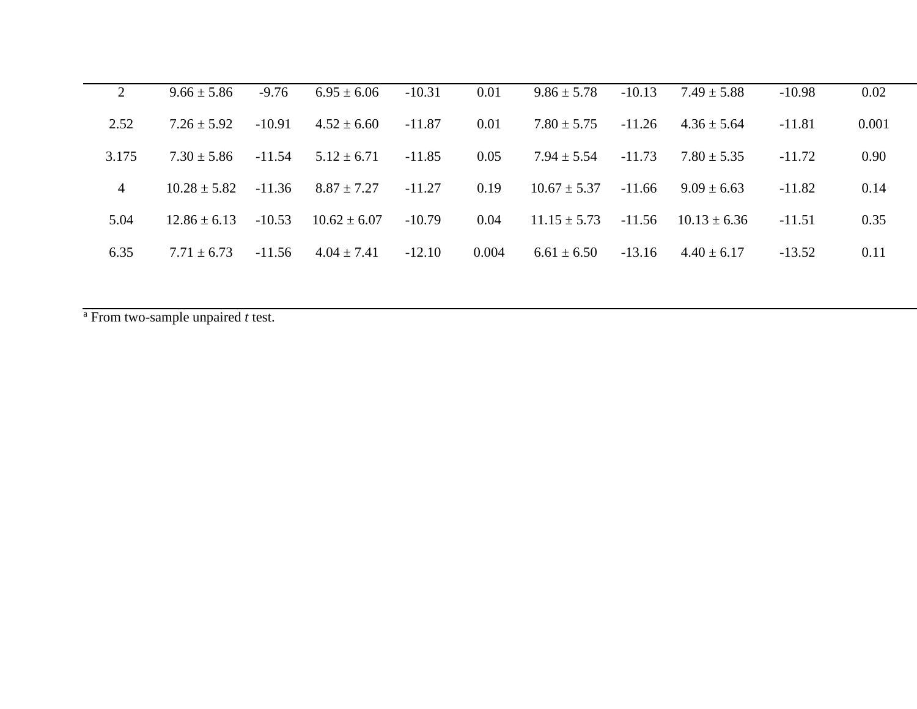| | | | | | | | | | | |
|---|---|---|---|---|---|---|---|---|---|---|
| 2 | 9.66 ± 5.86 | -9.76 | 6.95 ± 6.06 | -10.31 | 0.01 | 9.86 ± 5.78 | -10.13 | 7.49 ± 5.88 | -10.98 | 0.02 |
| 2.52 | 7.26 ± 5.92 | -10.91 | 4.52 ± 6.60 | -11.87 | 0.01 | 7.80 ± 5.75 | -11.26 | 4.36 ± 5.64 | -11.81 | 0.001 |
| 3.175 | 7.30 ± 5.86 | -11.54 | 5.12 ± 6.71 | -11.85 | 0.05 | 7.94 ± 5.54 | -11.73 | 7.80 ± 5.35 | -11.72 | 0.90 |
| 4 | 10.28 ± 5.82 | -11.36 | 8.87 ± 7.27 | -11.27 | 0.19 | 10.67 ± 5.37 | -11.66 | 9.09 ± 6.63 | -11.82 | 0.14 |
| 5.04 | 12.86 ± 6.13 | -10.53 | 10.62 ± 6.07 | -10.79 | 0.04 | 11.15 ± 5.73 | -11.56 | 10.13 ± 6.36 | -11.51 | 0.35 |
| 6.35 | 7.71 ± 6.73 | -11.56 | 4.04 ± 7.41 | -12.10 | 0.004 | 6.61 ± 6.50 | -13.16 | 4.40 ± 6.17 | -13.52 | 0.11 |

[a] From two-sample unpaired *t* test.